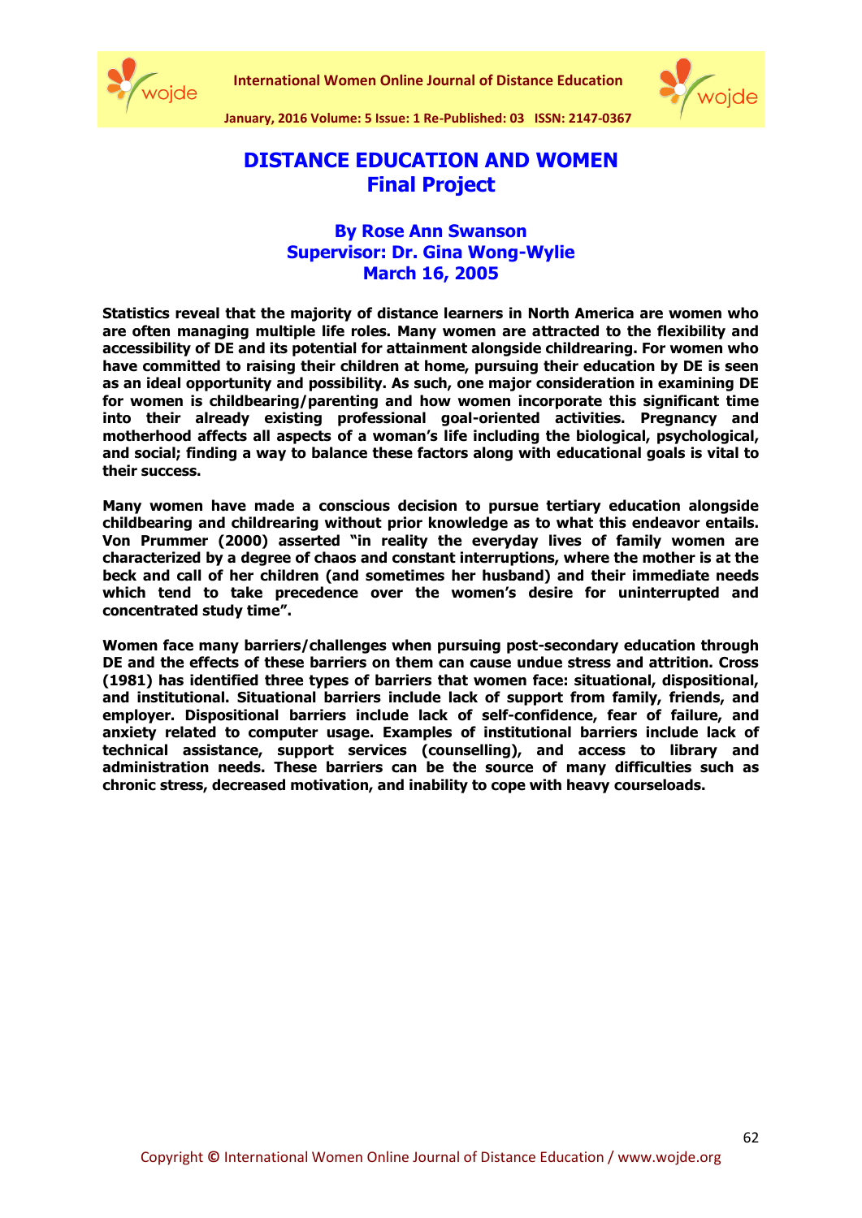# DISTANCE EDUCATION AND WOMEN
## Final Project

### By Rose Ann Swanson
### Supervisor: Dr. Gina Wong-Wylie
### March 16, 2005

**Statistics reveal that the majority of distance learners in North America are women who are often managing multiple life roles. Many women are attracted to the flexibility and accessibility of DE and its potential for attainment alongside childrearing. For women who have committed to raising their children at home, pursuing their education by DE is seen as an ideal opportunity and possibility. As such, one major consideration in examining DE for women is childbearing/parenting and how women incorporate this significant time into their already existing professional goal-oriented activities. Pregnancy and motherhood affects all aspects of a woman's life including the biological, psychological, and social; finding a way to balance these factors along with educational goals is vital to their success.**

**Many women have made a conscious decision to pursue tertiary education alongside childbearing and childrearing without prior knowledge as to what this endeavor entails. Von Prummer (2000) asserted "in reality the everyday lives of family women are characterized by a degree of chaos and constant interruptions, where the mother is at the beck and call of her children (and sometimes her husband) and their immediate needs which tend to take precedence over the women's desire for uninterrupted and concentrated study time".**

**Women face many barriers/challenges when pursuing post-secondary education through DE and the effects of these barriers on them can cause undue stress and attrition. Cross (1981) has identified three types of barriers that women face: situational, dispositional, and institutional. Situational barriers include lack of support from family, friends, and employer. Dispositional barriers include lack of self-confidence, fear of failure, and anxiety related to computer usage. Examples of institutional barriers include lack of technical assistance, support services (counselling), and access to library and administration needs. These barriers can be the source of many difficulties such as chronic stress, decreased motivation, and inability to cope with heavy courseloads.**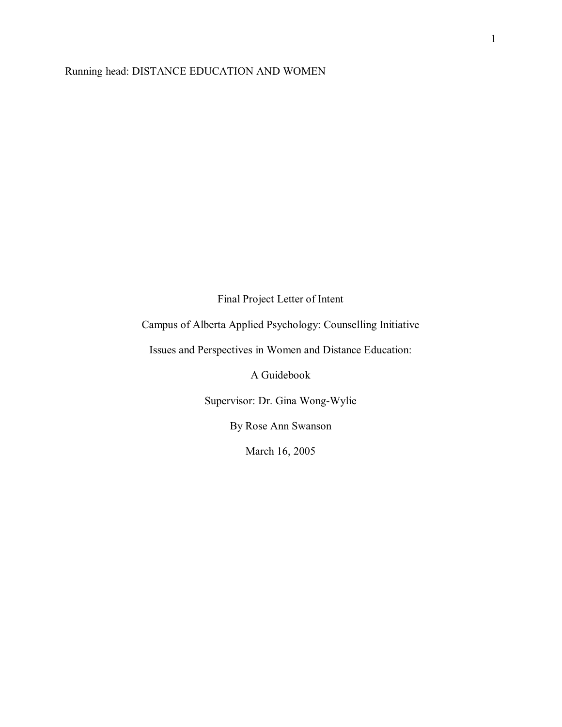Final Project Letter of Intent

Campus of Alberta Applied Psychology: Counselling Initiative

Issues and Perspectives in Women and Distance Education:

A Guidebook

Supervisor: Dr. Gina Wong-Wylie

By Rose Ann Swanson

March 16, 2005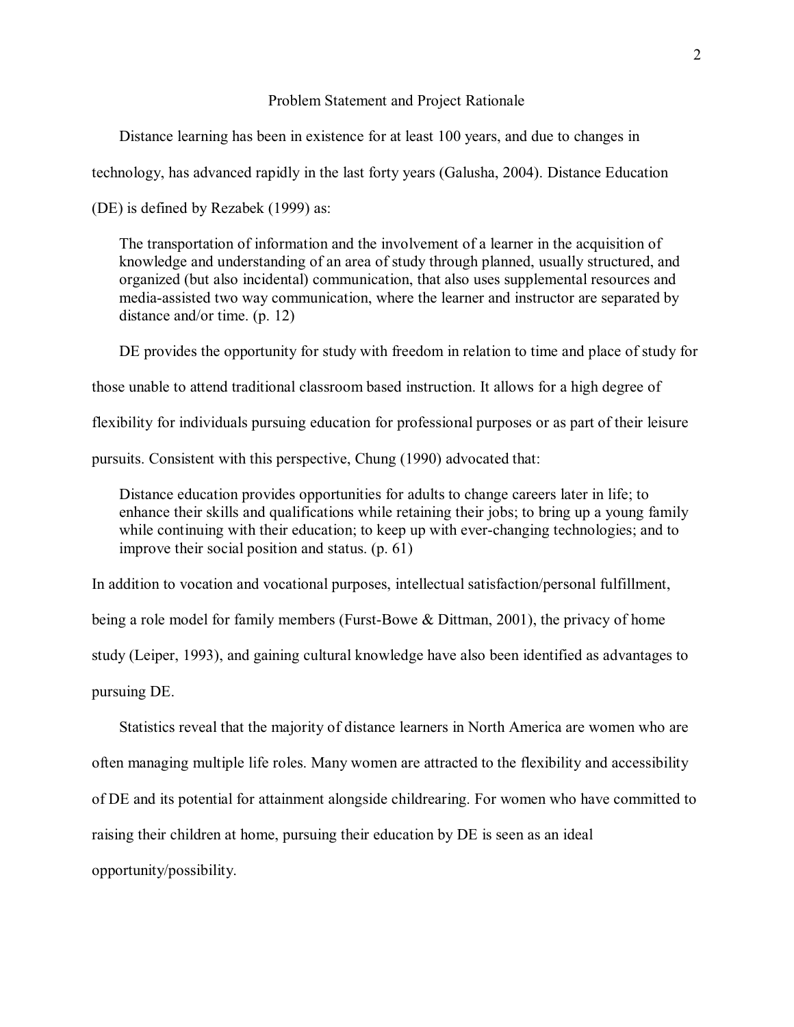## Problem Statement and Project Rationale

Distance learning has been in existence for at least 100 years, and due to changes in technology, has advanced rapidly in the last forty years (Galusha, 2004). Distance Education (DE) is defined by Rezabek (1999) as:

> The transportation of information and the involvement of a learner in the acquisition of knowledge and understanding of an area of study through planned, usually structured, and organized (but also incidental) communication, that also uses supplemental resources and media-assisted two way communication, where the learner and instructor are separated by distance and/or time. (p. 12)

DE provides the opportunity for study with freedom in relation to time and place of study for those unable to attend traditional classroom based instruction. It allows for a high degree of flexibility for individuals pursuing education for professional purposes or as part of their leisure pursuits. Consistent with this perspective, Chung (1990) advocated that:

> Distance education provides opportunities for adults to change careers later in life; to enhance their skills and qualifications while retaining their jobs; to bring up a young family while continuing with their education; to keep up with ever-changing technologies; and to improve their social position and status. (p. 61)

In addition to vocation and vocational purposes, intellectual satisfaction/personal fulfillment, being a role model for family members (Furst-Bowe & Dittman, 2001), the privacy of home study (Leiper, 1993), and gaining cultural knowledge have also been identified as advantages to pursuing DE.

Statistics reveal that the majority of distance learners in North America are women who are often managing multiple life roles. Many women are attracted to the flexibility and accessibility of DE and its potential for attainment alongside childrearing. For women who have committed to raising their children at home, pursuing their education by DE is seen as an ideal opportunity/possibility.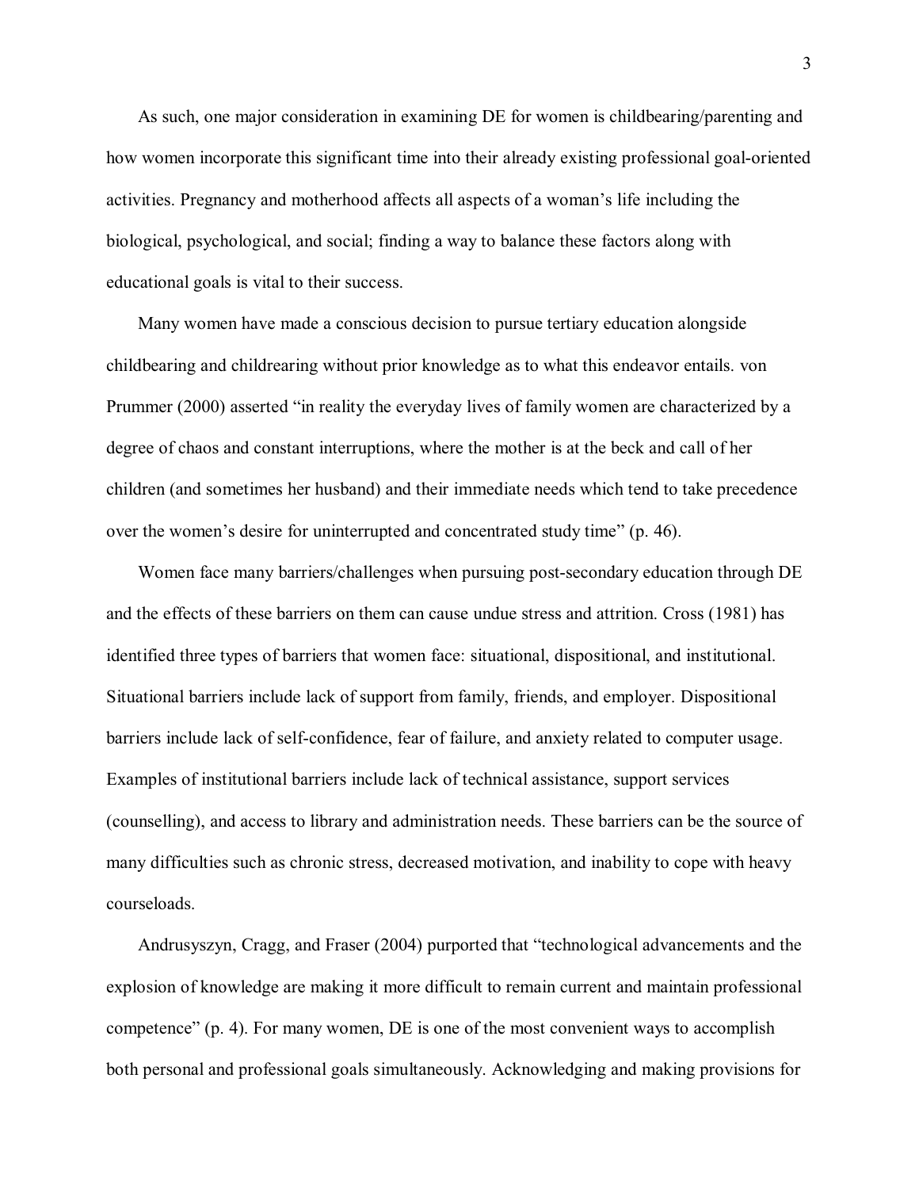As such, one major consideration in examining DE for women is childbearing/parenting and how women incorporate this significant time into their already existing professional goal-oriented activities. Pregnancy and motherhood affects all aspects of a woman's life including the biological, psychological, and social; finding a way to balance these factors along with educational goals is vital to their success.

Many women have made a conscious decision to pursue tertiary education alongside childbearing and childrearing without prior knowledge as to what this endeavor entails. von Prummer (2000) asserted "in reality the everyday lives of family women are characterized by a degree of chaos and constant interruptions, where the mother is at the beck and call of her children (and sometimes her husband) and their immediate needs which tend to take precedence over the women's desire for uninterrupted and concentrated study time" (p. 46).

Women face many barriers/challenges when pursuing post-secondary education through DE and the effects of these barriers on them can cause undue stress and attrition. Cross (1981) has identified three types of barriers that women face: situational, dispositional, and institutional. Situational barriers include lack of support from family, friends, and employer. Dispositional barriers include lack of self-confidence, fear of failure, and anxiety related to computer usage. Examples of institutional barriers include lack of technical assistance, support services (counselling), and access to library and administration needs. These barriers can be the source of many difficulties such as chronic stress, decreased motivation, and inability to cope with heavy courseloads.

Andrusyszyn, Cragg, and Fraser (2004) purported that "technological advancements and the explosion of knowledge are making it more difficult to remain current and maintain professional competence" (p. 4). For many women, DE is one of the most convenient ways to accomplish both personal and professional goals simultaneously. Acknowledging and making provisions for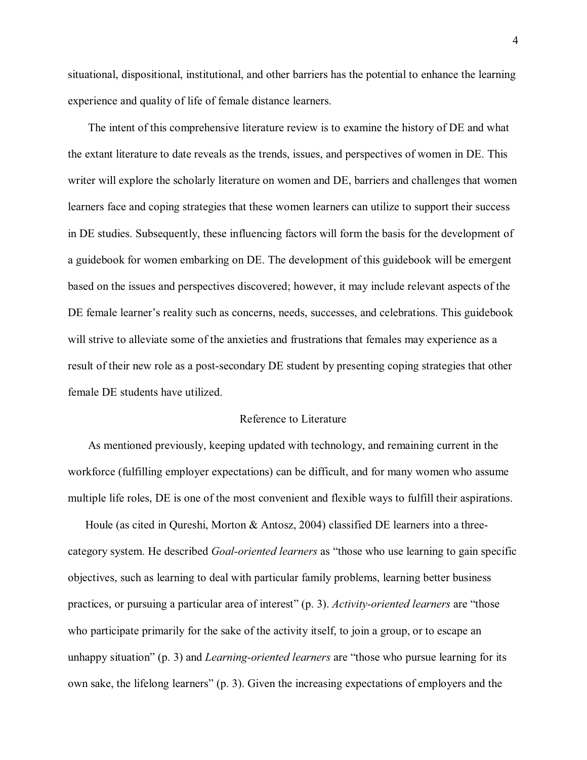situational, dispositional, institutional, and other barriers has the potential to enhance the learning experience and quality of life of female distance learners.

The intent of this comprehensive literature review is to examine the history of DE and what the extant literature to date reveals as the trends, issues, and perspectives of women in DE. This writer will explore the scholarly literature on women and DE, barriers and challenges that women learners face and coping strategies that these women learners can utilize to support their success in DE studies. Subsequently, these influencing factors will form the basis for the development of a guidebook for women embarking on DE. The development of this guidebook will be emergent based on the issues and perspectives discovered; however, it may include relevant aspects of the DE female learner's reality such as concerns, needs, successes, and celebrations. This guidebook will strive to alleviate some of the anxieties and frustrations that females may experience as a result of their new role as a post-secondary DE student by presenting coping strategies that other female DE students have utilized.

## Reference to Literature

As mentioned previously, keeping updated with technology, and remaining current in the workforce (fulfilling employer expectations) can be difficult, and for many women who assume multiple life roles, DE is one of the most convenient and flexible ways to fulfill their aspirations.

Houle (as cited in Qureshi, Morton & Antosz, 2004) classified DE learners into a three-category system. He described *Goal-oriented learners* as "those who use learning to gain specific objectives, such as learning to deal with particular family problems, learning better business practices, or pursuing a particular area of interest" (p. 3). *Activity-oriented learners* are "those who participate primarily for the sake of the activity itself, to join a group, or to escape an unhappy situation" (p. 3) and *Learning-oriented learners* are "those who pursue learning for its own sake, the lifelong learners" (p. 3). Given the increasing expectations of employers and the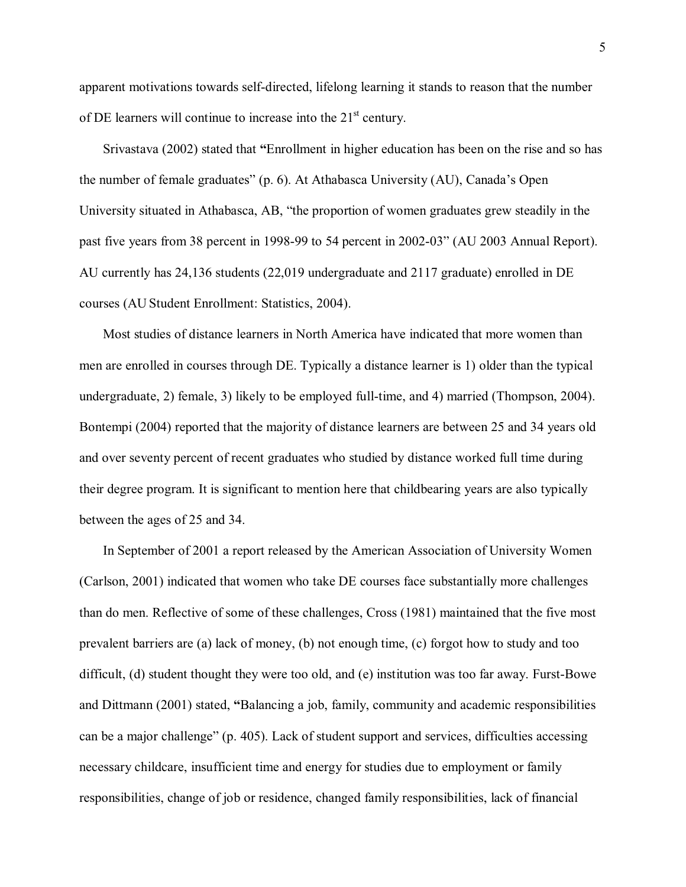apparent motivations towards self-directed, lifelong learning it stands to reason that the number of DE learners will continue to increase into the 21st century.

Srivastava (2002) stated that "Enrollment in higher education has been on the rise and so has the number of female graduates" (p. 6). At Athabasca University (AU), Canada's Open University situated in Athabasca, AB, "the proportion of women graduates grew steadily in the past five years from 38 percent in 1998-99 to 54 percent in 2002-03" (AU 2003 Annual Report). AU currently has 24,136 students (22,019 undergraduate and 2117 graduate) enrolled in DE courses (AU Student Enrollment: Statistics, 2004).

Most studies of distance learners in North America have indicated that more women than men are enrolled in courses through DE. Typically a distance learner is 1) older than the typical undergraduate, 2) female, 3) likely to be employed full-time, and 4) married (Thompson, 2004). Bontempi (2004) reported that the majority of distance learners are between 25 and 34 years old and over seventy percent of recent graduates who studied by distance worked full time during their degree program. It is significant to mention here that childbearing years are also typically between the ages of 25 and 34.

In September of 2001 a report released by the American Association of University Women (Carlson, 2001) indicated that women who take DE courses face substantially more challenges than do men. Reflective of some of these challenges, Cross (1981) maintained that the five most prevalent barriers are (a) lack of money, (b) not enough time, (c) forgot how to study and too difficult, (d) student thought they were too old, and (e) institution was too far away. Furst-Bowe and Dittmann (2001) stated, "Balancing a job, family, community and academic responsibilities can be a major challenge" (p. 405). Lack of student support and services, difficulties accessing necessary childcare, insufficient time and energy for studies due to employment or family responsibilities, change of job or residence, changed family responsibilities, lack of financial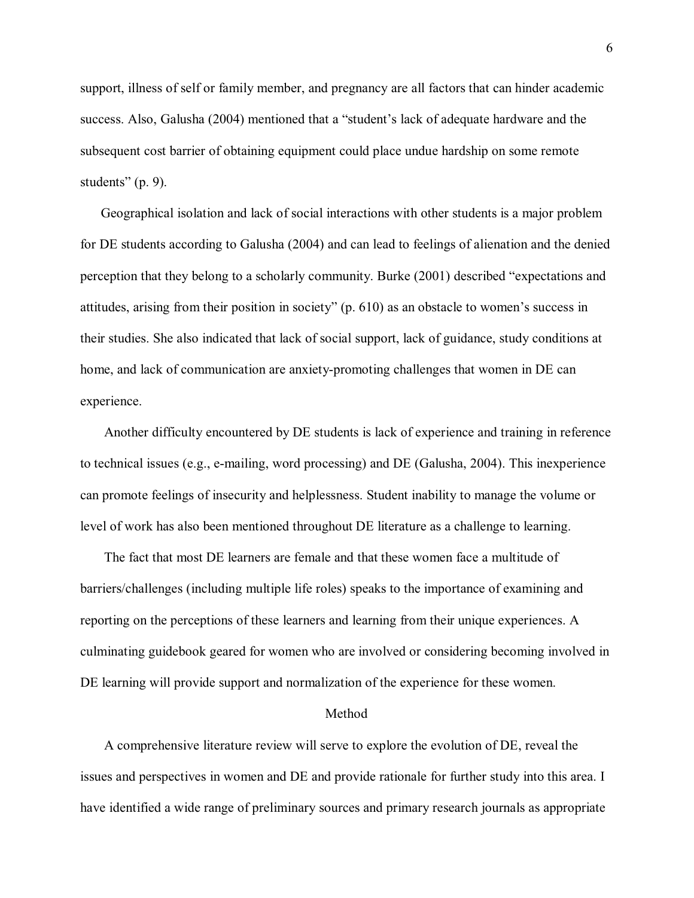support, illness of self or family member, and pregnancy are all factors that can hinder academic success. Also, Galusha (2004) mentioned that a "student's lack of adequate hardware and the subsequent cost barrier of obtaining equipment could place undue hardship on some remote students" (p. 9).

Geographical isolation and lack of social interactions with other students is a major problem for DE students according to Galusha (2004) and can lead to feelings of alienation and the denied perception that they belong to a scholarly community. Burke (2001) described "expectations and attitudes, arising from their position in society" (p. 610) as an obstacle to women's success in their studies. She also indicated that lack of social support, lack of guidance, study conditions at home, and lack of communication are anxiety-promoting challenges that women in DE can experience.

Another difficulty encountered by DE students is lack of experience and training in reference to technical issues (e.g., e-mailing, word processing) and DE (Galusha, 2004). This inexperience can promote feelings of insecurity and helplessness. Student inability to manage the volume or level of work has also been mentioned throughout DE literature as a challenge to learning.

The fact that most DE learners are female and that these women face a multitude of barriers/challenges (including multiple life roles) speaks to the importance of examining and reporting on the perceptions of these learners and learning from their unique experiences. A culminating guidebook geared for women who are involved or considering becoming involved in DE learning will provide support and normalization of the experience for these women.

## Method

A comprehensive literature review will serve to explore the evolution of DE, reveal the issues and perspectives in women and DE and provide rationale for further study into this area. I have identified a wide range of preliminary sources and primary research journals as appropriate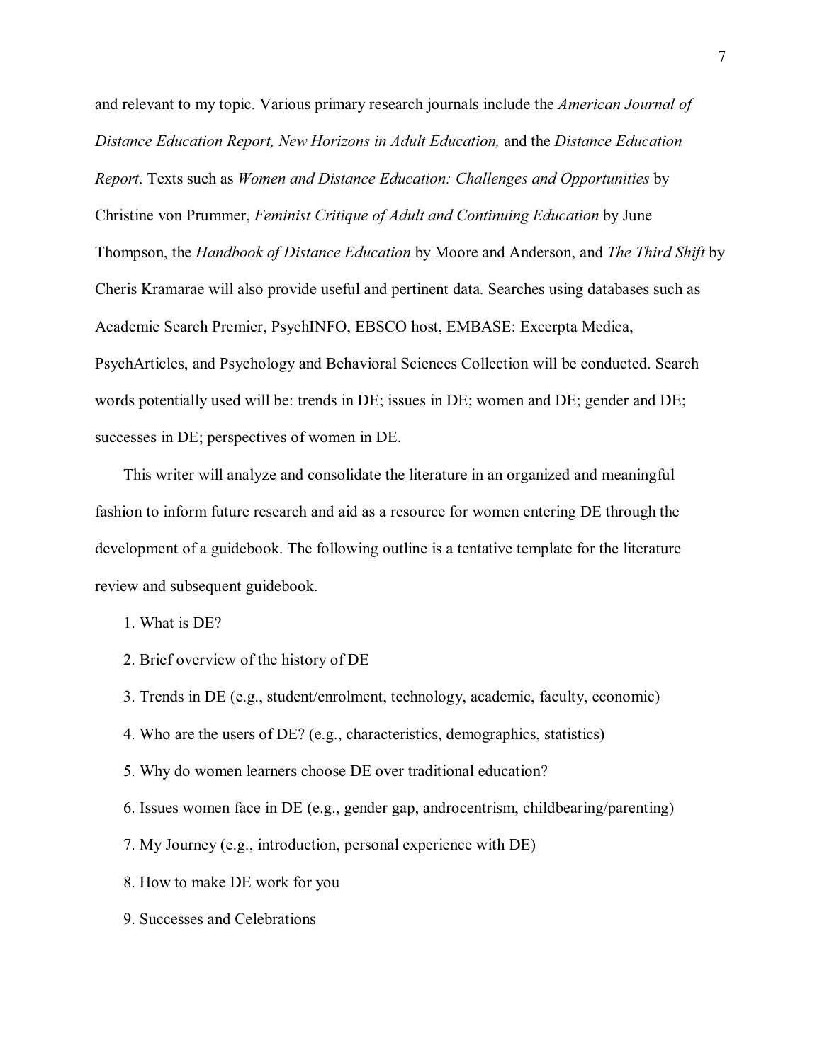and relevant to my topic. Various primary research journals include the *American Journal of Distance Education Report, New Horizons in Adult Education,* and the *Distance Education Report*. Texts such as *Women and Distance Education: Challenges and Opportunities* by Christine von Prummer, *Feminist Critique of Adult and Continuing Education* by June Thompson, the *Handbook of Distance Education* by Moore and Anderson, and *The Third Shift* by Cheris Kramarae will also provide useful and pertinent data. Searches using databases such as Academic Search Premier, PsychINFO, EBSCO host, EMBASE: Excerpta Medica, PsychArticles, and Psychology and Behavioral Sciences Collection will be conducted. Search words potentially used will be: trends in DE; issues in DE; women and DE; gender and DE; successes in DE; perspectives of women in DE.

This writer will analyze and consolidate the literature in an organized and meaningful fashion to inform future research and aid as a resource for women entering DE through the development of a guidebook. The following outline is a tentative template for the literature review and subsequent guidebook.

1. What is DE?
2. Brief overview of the history of DE
3. Trends in DE (e.g., student/enrolment, technology, academic, faculty, economic)
4. Who are the users of DE? (e.g., characteristics, demographics, statistics)
5. Why do women learners choose DE over traditional education?
6. Issues women face in DE (e.g., gender gap, androcentrism, childbearing/parenting)
7. My Journey (e.g., introduction, personal experience with DE)
8. How to make DE work for you
9. Successes and Celebrations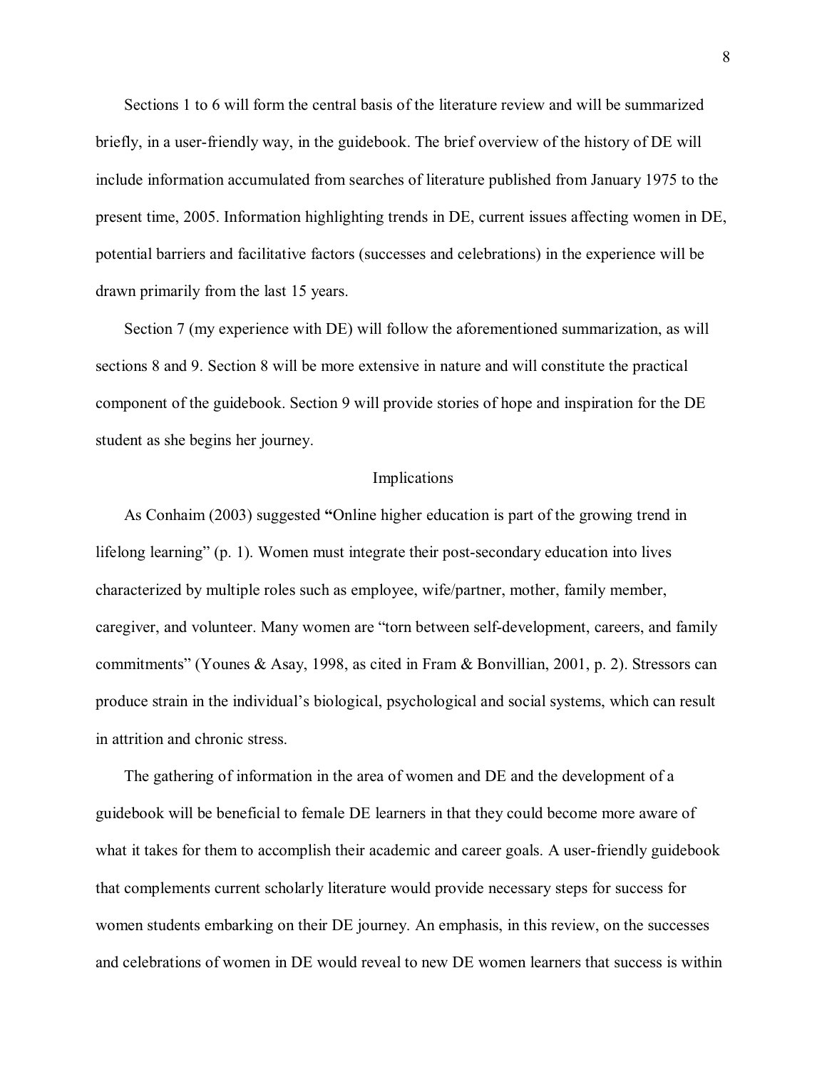Sections 1 to 6 will form the central basis of the literature review and will be summarized briefly, in a user-friendly way, in the guidebook. The brief overview of the history of DE will include information accumulated from searches of literature published from January 1975 to the present time, 2005. Information highlighting trends in DE, current issues affecting women in DE, potential barriers and facilitative factors (successes and celebrations) in the experience will be drawn primarily from the last 15 years.

Section 7 (my experience with DE) will follow the aforementioned summarization, as will sections 8 and 9. Section 8 will be more extensive in nature and will constitute the practical component of the guidebook. Section 9 will provide stories of hope and inspiration for the DE student as she begins her journey.

## Implications

As Conhaim (2003) suggested **"**Online higher education is part of the growing trend in lifelong learning" (p. 1). Women must integrate their post-secondary education into lives characterized by multiple roles such as employee, wife/partner, mother, family member, caregiver, and volunteer. Many women are "torn between self-development, careers, and family commitments" (Younes & Asay, 1998, as cited in Fram & Bonvillian, 2001, p. 2). Stressors can produce strain in the individual's biological, psychological and social systems, which can result in attrition and chronic stress.

The gathering of information in the area of women and DE and the development of a guidebook will be beneficial to female DE learners in that they could become more aware of what it takes for them to accomplish their academic and career goals. A user-friendly guidebook that complements current scholarly literature would provide necessary steps for success for women students embarking on their DE journey. An emphasis, in this review, on the successes and celebrations of women in DE would reveal to new DE women learners that success is within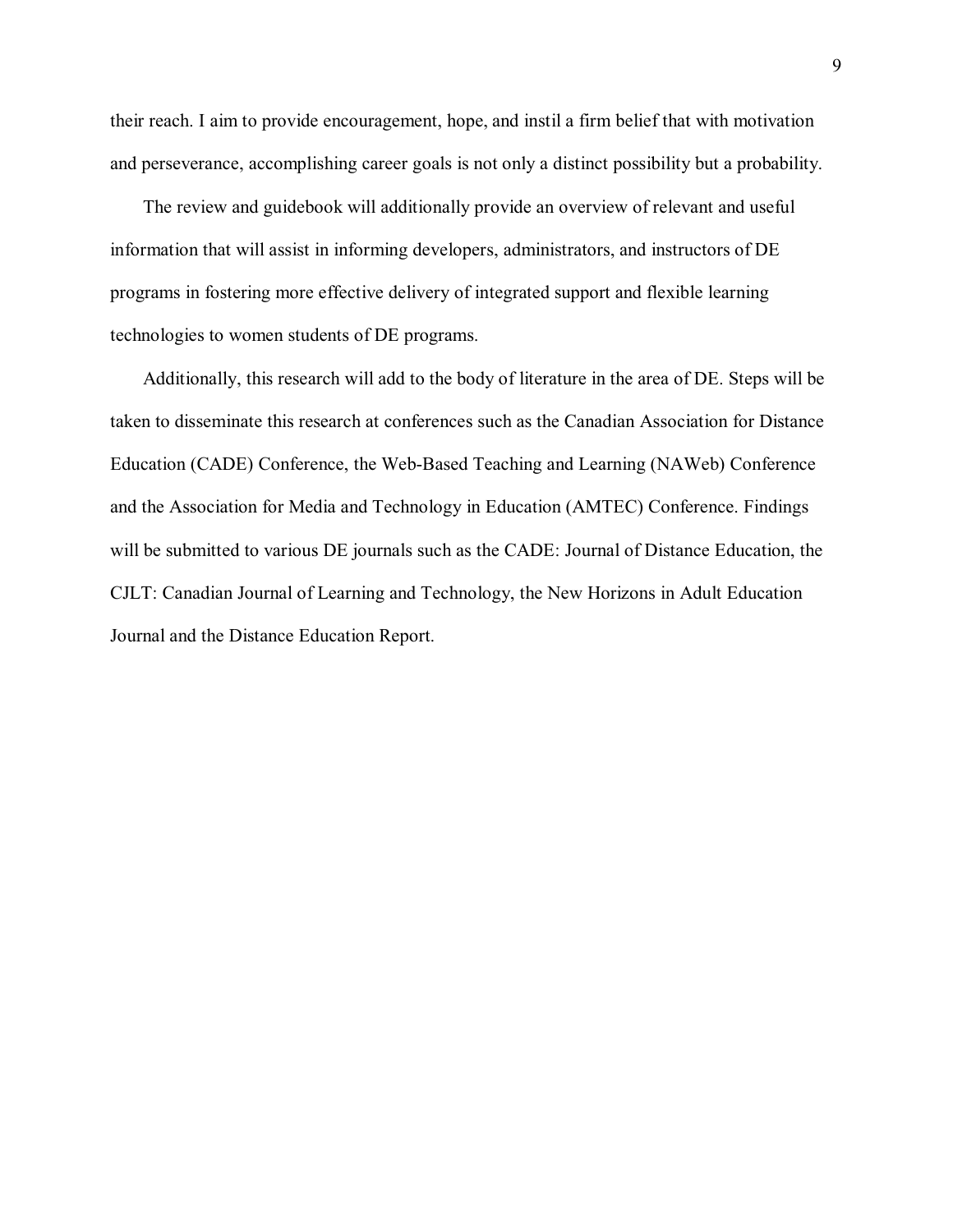their reach. I aim to provide encouragement, hope, and instil a firm belief that with motivation and perseverance, accomplishing career goals is not only a distinct possibility but a probability.

The review and guidebook will additionally provide an overview of relevant and useful information that will assist in informing developers, administrators, and instructors of DE programs in fostering more effective delivery of integrated support and flexible learning technologies to women students of DE programs.

Additionally, this research will add to the body of literature in the area of DE. Steps will be taken to disseminate this research at conferences such as the Canadian Association for Distance Education (CADE) Conference, the Web-Based Teaching and Learning (NAWeb) Conference and the Association for Media and Technology in Education (AMTEC) Conference. Findings will be submitted to various DE journals such as the CADE: Journal of Distance Education, the CJLT: Canadian Journal of Learning and Technology, the New Horizons in Adult Education Journal and the Distance Education Report.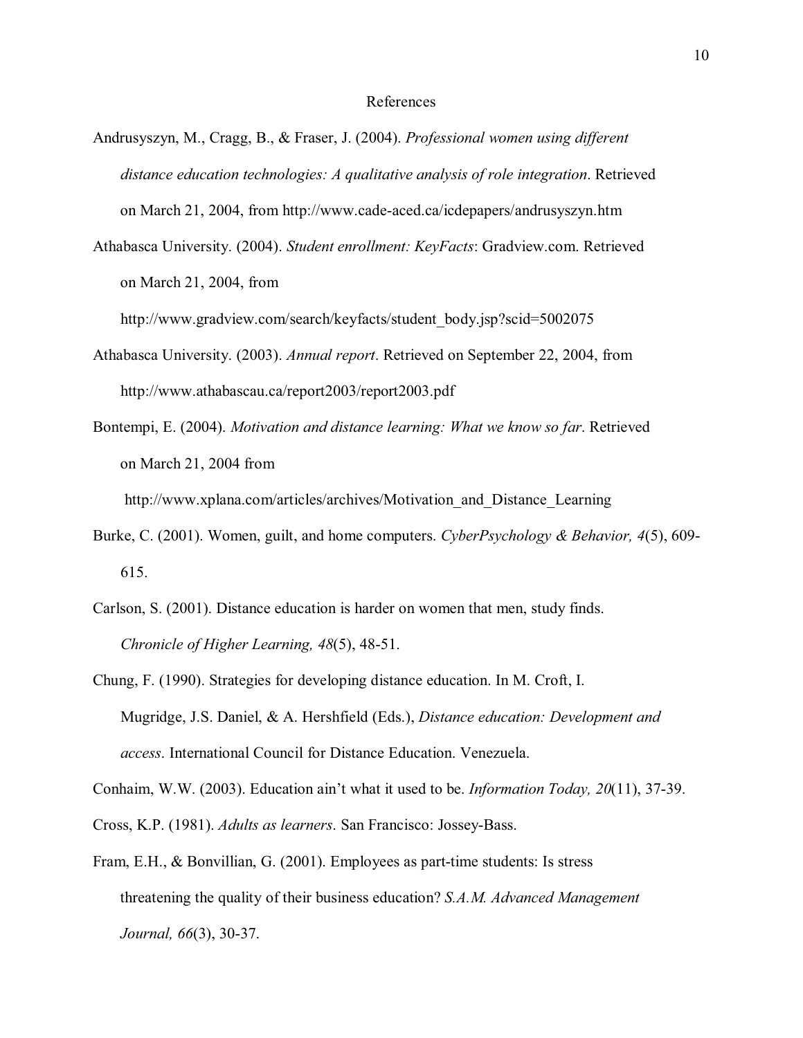# References

Andrusyszyn, M., Cragg, B., & Fraser, J. (2004). *Professional women using different distance education technologies: A qualitative analysis of role integration*. Retrieved on March 21, 2004, from http://www.cade-aced.ca/icdepapers/andrusyszyn.htm

Athabasca University. (2004). *Student enrollment: KeyFacts*: Gradview.com. Retrieved on March 21, 2004, from http://www.gradview.com/search/keyfacts/student_body.jsp?scid=5002075

Athabasca University. (2003). *Annual report*. Retrieved on September 22, 2004, from http://www.athabascau.ca/report2003/report2003.pdf

Bontempi, E. (2004). *Motivation and distance learning: What we know so far*. Retrieved on March 21, 2004 from http://www.xplana.com/articles/archives/Motivation_and_Distance_Learning

Burke, C. (2001). Women, guilt, and home computers. *CyberPsychology & Behavior, 4*(5), 609-615.

Carlson, S. (2001). Distance education is harder on women that men, study finds. *Chronicle of Higher Learning, 48*(5), 48-51.

Chung, F. (1990). Strategies for developing distance education. In M. Croft, I. Mugridge, J.S. Daniel, & A. Hershfield (Eds.), *Distance education: Development and access*. International Council for Distance Education. Venezuela.

Conhaim, W.W. (2003). Education ain't what it used to be. *Information Today, 20*(11), 37-39.

Cross, K.P. (1981). *Adults as learners*. San Francisco: Jossey-Bass.

Fram, E.H., & Bonvillian, G. (2001). Employees as part-time students: Is stress threatening the quality of their business education? *S.A.M. Advanced Management Journal, 66*(3), 30-37.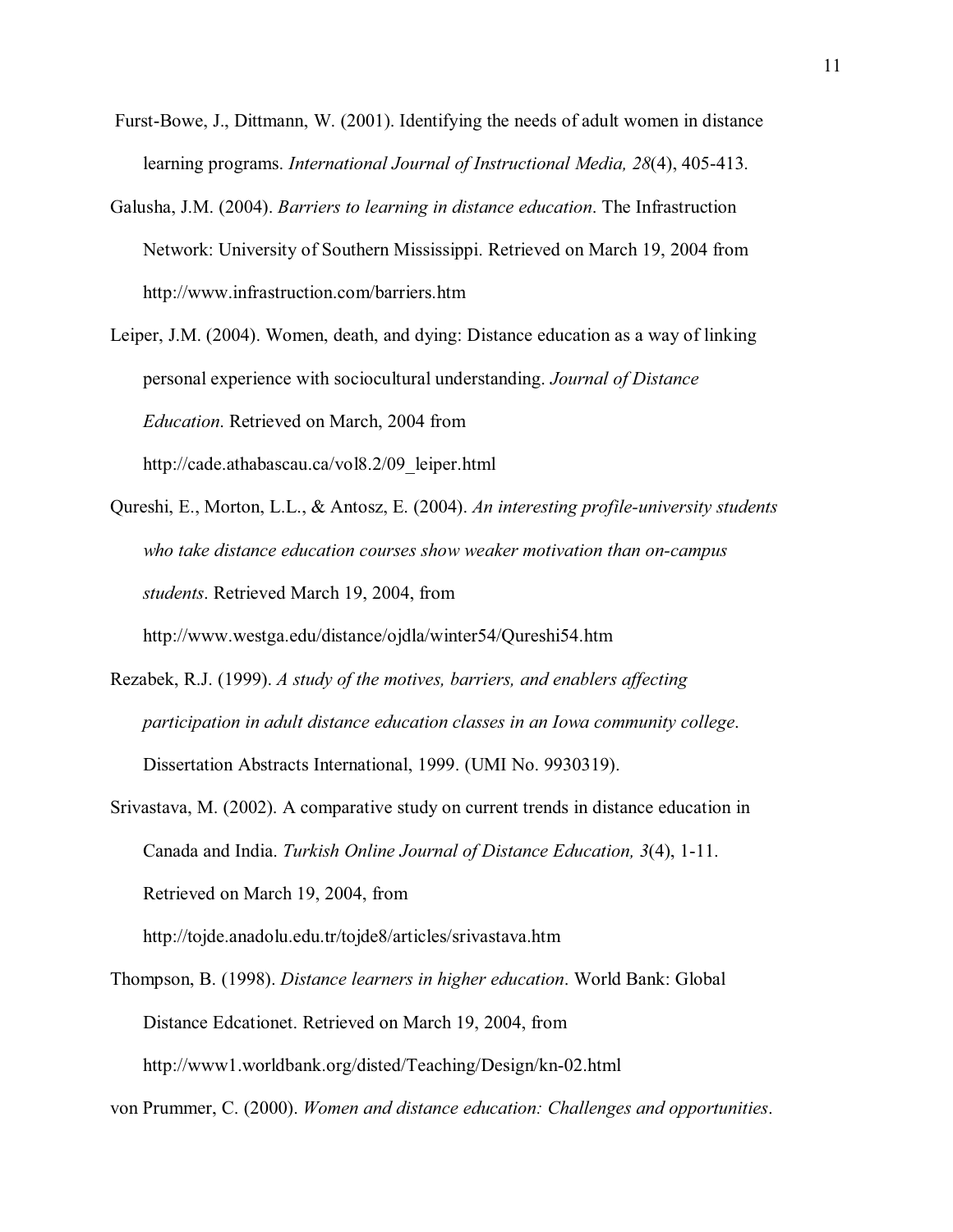Furst-Bowe, J., Dittmann, W. (2001). Identifying the needs of adult women in distance learning programs. *International Journal of Instructional Media, 28*(4), 405-413.

Galusha, J.M. (2004). *Barriers to learning in distance education*. The Infrastruction Network: University of Southern Mississippi. Retrieved on March 19, 2004 from http://www.infrastruction.com/barriers.htm

Leiper, J.M. (2004). Women, death, and dying: Distance education as a way of linking personal experience with sociocultural understanding. *Journal of Distance Education*. Retrieved on March, 2004 from http://cade.athabascau.ca/vol8.2/09_leiper.html

Qureshi, E., Morton, L.L., & Antosz, E. (2004). *An interesting profile-university students who take distance education courses show weaker motivation than on-campus students*. Retrieved March 19, 2004, from http://www.westga.edu/distance/ojdla/winter54/Qureshi54.htm

Rezabek, R.J. (1999). *A study of the motives, barriers, and enablers affecting participation in adult distance education classes in an Iowa community college*. Dissertation Abstracts International, 1999. (UMI No. 9930319).

Srivastava, M. (2002). A comparative study on current trends in distance education in Canada and India. *Turkish Online Journal of Distance Education, 3*(4), 1-11. Retrieved on March 19, 2004, from http://tojde.anadolu.edu.tr/tojde8/articles/srivastava.htm

Thompson, B. (1998). *Distance learners in higher education*. World Bank: Global Distance Edcationet. Retrieved on March 19, 2004, from http://www1.worldbank.org/disted/Teaching/Design/kn-02.html

von Prummer, C. (2000). *Women and distance education: Challenges and opportunities*.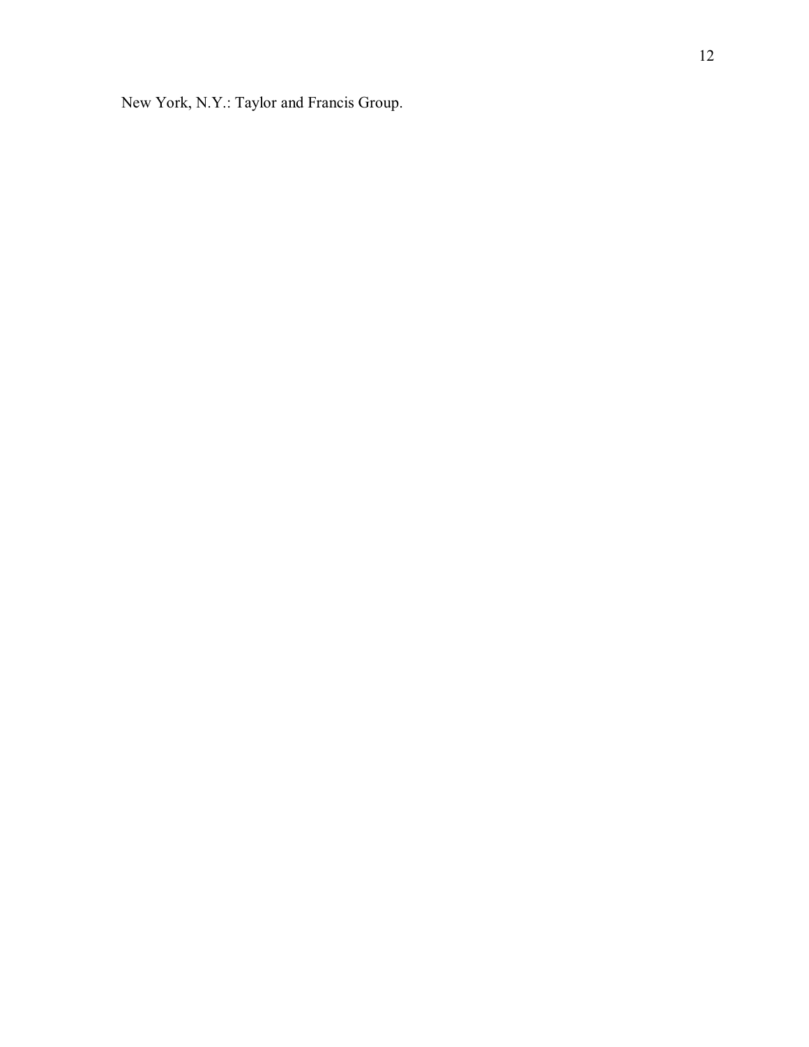New York, N.Y.: Taylor and Francis Group.